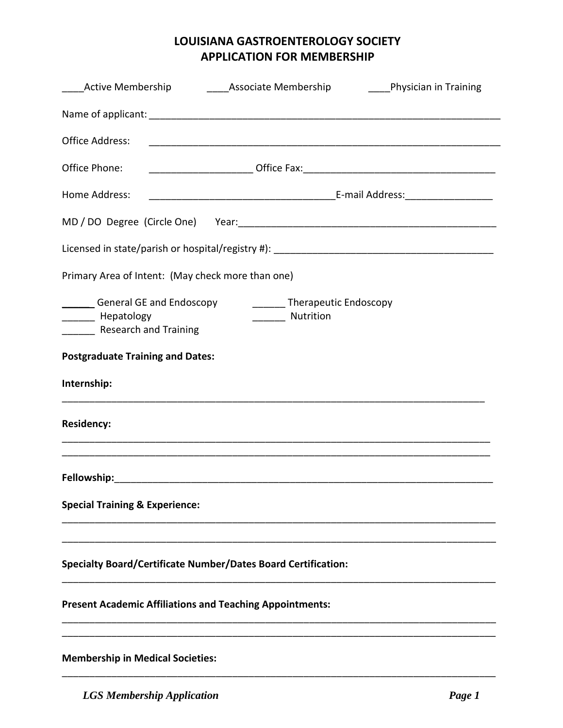# LOUISIANA GASTROENTEROLOGY SOCIETY
# APPLICATION FOR MEMBERSHIP

____Active Membership ____Associate Membership ____Physician in Training

Name of applicant: ___________________________________________________________________

Office Address: ___________________________________________________________________

Office Phone: __________________ Office Fax:___________________________________

Home Address: _________________________________E-mail Address:________________

MD / DO Degree (Circle One) Year:_____________________________________________

Licensed in state/parish or hospital/registry #): ______________________________________

Primary Area of Intent: (May check more than one)

______ General GE and Endoscopy ______ Therapeutic Endoscopy
______ Hepatology ______ Nutrition
______ Research and Training

**Postgraduate Training and Dates:**

**Internship:**
_______________________________________________________________________________

**Residency:**
_______________________________________________________________________________
_______________________________________________________________________________

**Fellowship:**_________________________________________________________________

**Special Training & Experience:**
_______________________________________________________________________________
_______________________________________________________________________________

**Specialty Board/Certificate Number/Dates Board Certification:**
_______________________________________________________________________________

**Present Academic Affiliations and Teaching Appointments:**
_______________________________________________________________________________
_______________________________________________________________________________

**Membership in Medical Societies:**
_______________________________________________________________________________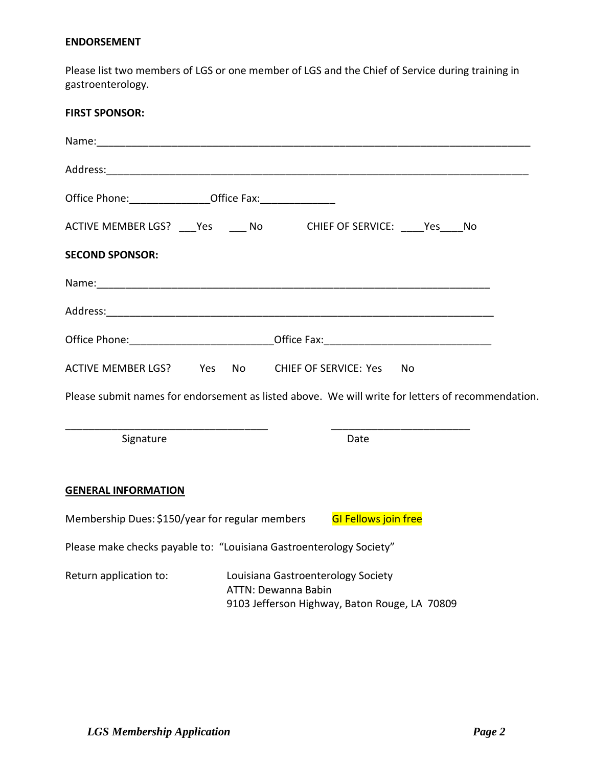**ENDORSEMENT**

Please list two members of LGS or one member of LGS and the Chief of Service during training in gastroenterology.

**FIRST SPONSOR:**

Name:_______________________________________________________________________________

Address:_____________________________________________________________________________

Office Phone:______________Office Fax:_____________

ACTIVE MEMBER LGS? ___Yes ___ No CHIEF OF SERVICE: ____Yes____No

**SECOND SPONSOR:**

Name:______________________________________________________________________

Address:____________________________________________________________________

Office Phone:_________________________Office Fax:_____________________________

ACTIVE MEMBER LGS? Yes No CHIEF OF SERVICE: Yes No

Please submit names for endorsement as listed above. We will write for letters of recommendation.

___________________________________ ________________________

Signature Date

**GENERAL INFORMATION**

Membership Dues: $150/year for regular members GI Fellows join free

Please make checks payable to: "Louisiana Gastroenterology Society"

Return application to:

Louisiana Gastroenterology Society
ATTN: Dewanna Babin
9103 Jefferson Highway, Baton Rouge, LA 70809